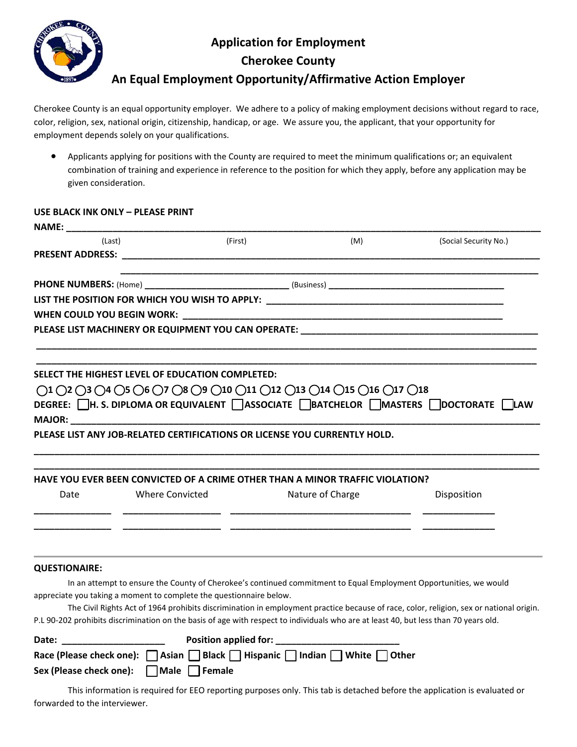# Application for Employment

## Cherokee County

## An Equal Employment Opportunity/Affirmative Action Employer

Cherokee County is an equal opportunity employer. We adhere to a policy of making employment decisions without regard to race, color, religion, sex, national origin, citizenship, handicap, or age. We assure you, the applicant, that your opportunity for employment depends solely on your qualifications.

- Applicants applying for positions with the County are required to meet the minimum qualifications or; an equivalent combination of training and experience in reference to the position for which they apply, before any application may be given consideration.

**USE BLACK INK ONLY – PLEASE PRINT**

**NAME:** ______________________________________________________________________________

(Last) (First) (M) (Social Security No.)

**PRESENT ADDRESS:** ____________________________________________________________________

________________________________________________________________________________

**PHONE NUMBERS:** (Home) ___________________________ (Business) _________________________________

**LIST THE POSITION FOR WHICH YOU WISH TO APPLY:** ____________________________________________

**WHEN COULD YOU BEGIN WORK:** ____________________________________________________________

**PLEASE LIST MACHINERY OR EQUIPMENT YOU CAN OPERATE:** ___________________________________

________________________________________________________________________________

________________________________________________________________________________

**SELECT THE HIGHEST LEVEL OF EDUCATION COMPLETED:**

○1 ○2 ○3 ○4 ○5 ○6 ○7 ○8 ○9 ○10 ○11 ○12 ○13 ○14 ○15 ○16 ○17 ○18

**DEGREE:** ☐ **H. S. DIPLOMA OR EQUIVALENT** ☐ **ASSOCIATE** ☐ **BATCHELOR** ☐ **MASTERS** ☐ **DOCTORATE** ☐ **LAW**

**MAJOR:** _____________________________________________________________________________

**PLEASE LIST ANY JOB-RELATED CERTIFICATIONS OR LICENSE YOU CURRENTLY HOLD.**

________________________________________________________________________________

________________________________________________________________________________

**HAVE YOU EVER BEEN CONVICTED OF A CRIME OTHER THAN A MINOR TRAFFIC VIOLATION?**

| Date | Where Convicted | Nature of Charge | Disposition |
|---|---|---|---|
| ____________ | ________________ | ______________________________ | ____________ |
| ____________ | ________________ | ______________________________ | ____________ |

---

**QUESTIONAIRE:**

In an attempt to ensure the County of Cherokee's continued commitment to Equal Employment Opportunities, we would appreciate you taking a moment to complete the questionnaire below.

The Civil Rights Act of 1964 prohibits discrimination in employment practice because of race, color, religion, sex or national origin. P.L 90-202 prohibits discrimination on the basis of age with respect to individuals who are at least 40, but less than 70 years old.

**Date:** ___________________ **Position applied for:** _______________________

**Race (Please check one):** ☐ **Asian** ☐ **Black** ☐ **Hispanic** ☐ **Indian** ☐ **White** ☐ **Other**

**Sex (Please check one):** ☐ **Male** ☐ **Female**

This information is required for EEO reporting purposes only. This tab is detached before the application is evaluated or forwarded to the interviewer.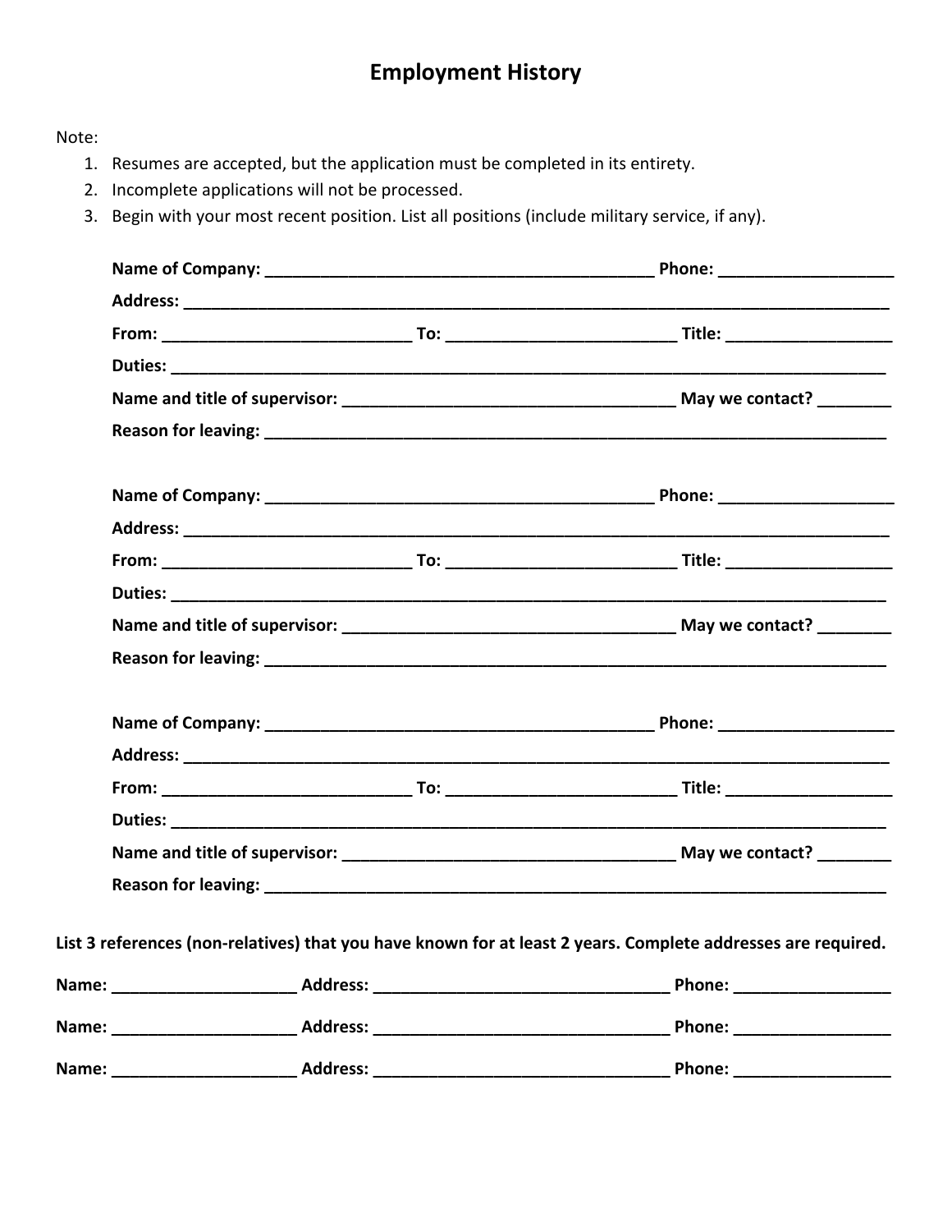# Employment History

Note:

1. Resumes are accepted, but the application must be completed in its entirety.
2. Incomplete applications will not be processed.
3. Begin with your most recent position. List all positions (include military service, if any).

**Name of Company:** ___________________________________________ **Phone:** ___________________

**Address:** ______________________________________________________________________________

**From:** ___________________________ **To:** _________________________ **Title:** __________________

**Duties:** _______________________________________________________________________________

**Name and title of supervisor:** _____________________________________ **May we contact?** ________

**Reason for leaving:** ______________________________________________________________________

**Name of Company:** ___________________________________________ **Phone:** ___________________

**Address:** ______________________________________________________________________________

**From:** ___________________________ **To:** _________________________ **Title:** __________________

**Duties:** _______________________________________________________________________________

**Name and title of supervisor:** _____________________________________ **May we contact?** ________

**Reason for leaving:** ______________________________________________________________________

**Name of Company:** ___________________________________________ **Phone:** ___________________

**Address:** ______________________________________________________________________________

**From:** ___________________________ **To:** _________________________ **Title:** __________________

**Duties:** _______________________________________________________________________________

**Name and title of supervisor:** _____________________________________ **May we contact?** ________

**Reason for leaving:** ______________________________________________________________________

**List 3 references (non-relatives) that you have known for at least 2 years. Complete addresses are required.**

**Name:** ____________________ **Address:** _________________________________ **Phone:** _________________

**Name:** ____________________ **Address:** _________________________________ **Phone:** _________________

**Name:** ____________________ **Address:** _________________________________ **Phone:** _________________